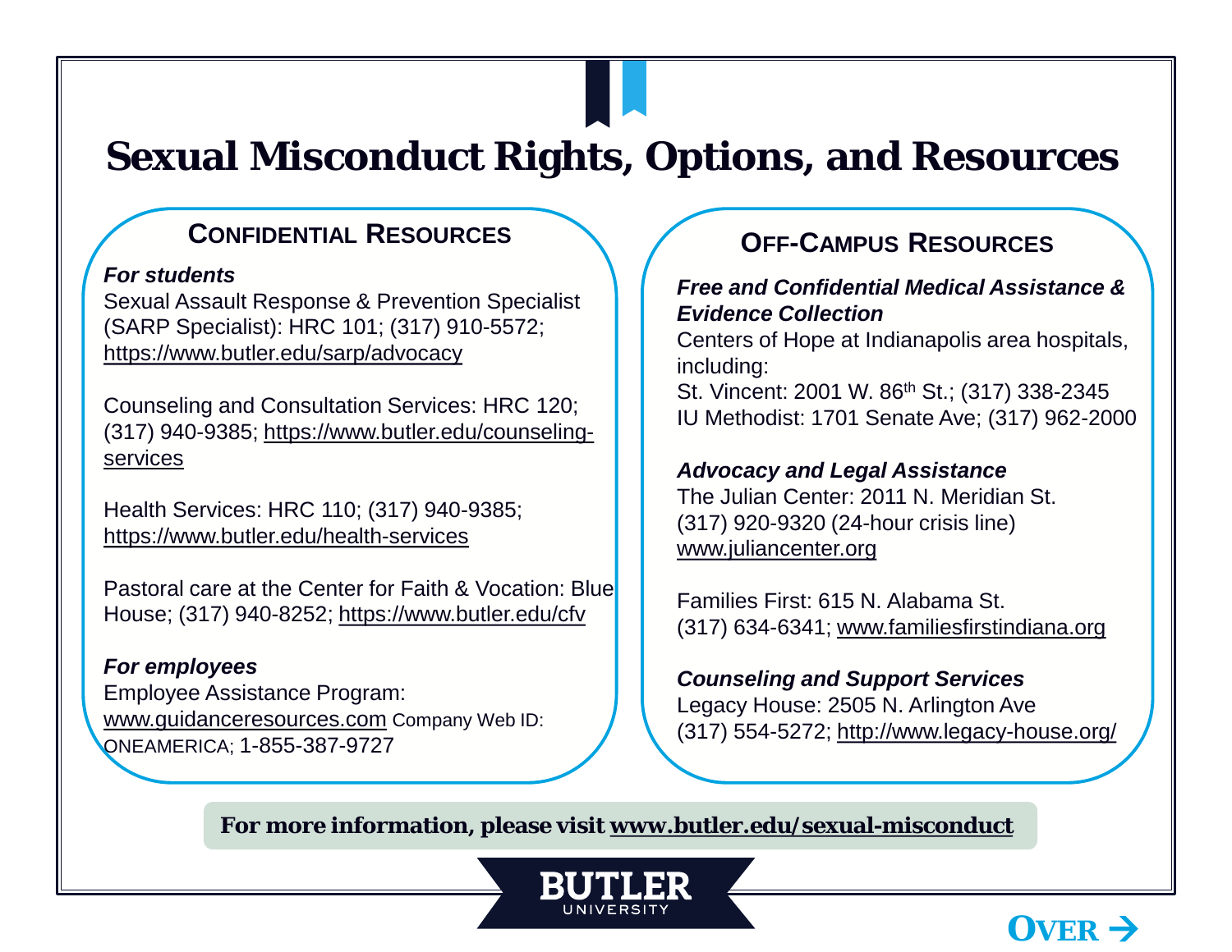# Sexual Misconduct Rights, Options, and Resources

## Confidential Resources

***For students***

Sexual Assault Response & Prevention Specialist (SARP Specialist): HRC 101; (317) 910-5572; https://www.butler.edu/sarp/advocacy

Counseling and Consultation Services: HRC 120; (317) 940-9385; https://www.butler.edu/counseling-services

Health Services: HRC 110; (317) 940-9385; https://www.butler.edu/health-services

Pastoral care at the Center for Faith & Vocation: Blue House; (317) 940-8252; https://www.butler.edu/cfv

***For employees***

Employee Assistance Program: www.guidanceresources.com Company Web ID: ONEAMERICA; 1-855-387-9727

## Off-Campus Resources

***Free and Confidential Medical Assistance & Evidence Collection***

Centers of Hope at Indianapolis area hospitals, including:
St. Vincent: 2001 W. 86th St.; (317) 338-2345
IU Methodist: 1701 Senate Ave; (317) 962-2000

***Advocacy and Legal Assistance***

The Julian Center: 2011 N. Meridian St.
(317) 920-9320 (24-hour crisis line)
www.juliancenter.org

Families First: 615 N. Alabama St.
(317) 634-6341; www.familiesfirstindiana.org

***Counseling and Support Services***

Legacy House: 2505 N. Arlington Ave
(317) 554-5272; http://www.legacy-house.org/

**For more information, please visit www.butler.edu/sexual-misconduct**

BUTLER UNIVERSITY

OVER →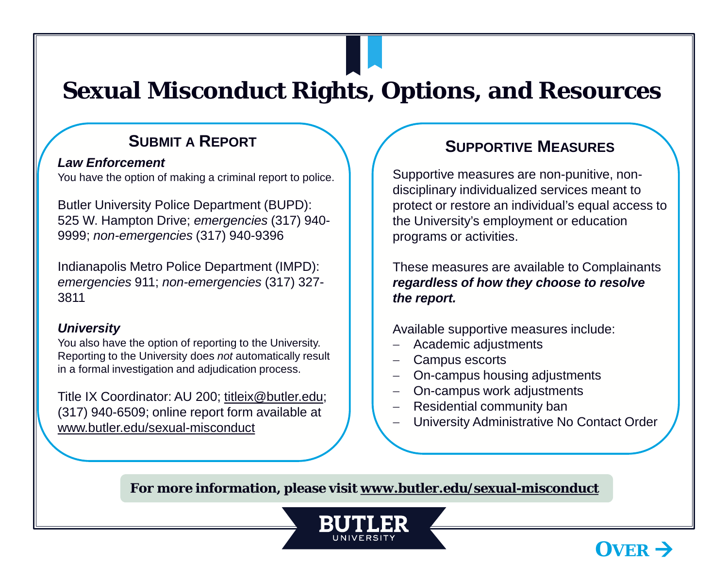# Sexual Misconduct Rights, Options, and Resources

## Submit a Report

***Law Enforcement***

You have the option of making a criminal report to police.

Butler University Police Department (BUPD): 525 W. Hampton Drive; *emergencies* (317) 940-9999; *non-emergencies* (317) 940-9396

Indianapolis Metro Police Department (IMPD): *emergencies* 911; *non-emergencies* (317) 327-3811

***University***

You also have the option of reporting to the University. Reporting to the University does *not* automatically result in a formal investigation and adjudication process.

Title IX Coordinator: AU 200; titleix@butler.edu; (317) 940-6509; online report form available at www.butler.edu/sexual-misconduct

## Supportive Measures

Supportive measures are non-punitive, non-disciplinary individualized services meant to protect or restore an individual's equal access to the University's employment or education programs or activities.

These measures are available to Complainants ***regardless of how they choose to resolve the report.***

Available supportive measures include:

- Academic adjustments
- Campus escorts
- On-campus housing adjustments
- On-campus work adjustments
- Residential community ban
- University Administrative No Contact Order

**For more information, please visit www.butler.edu/sexual-misconduct**

BUTLER UNIVERSITY

OVER →